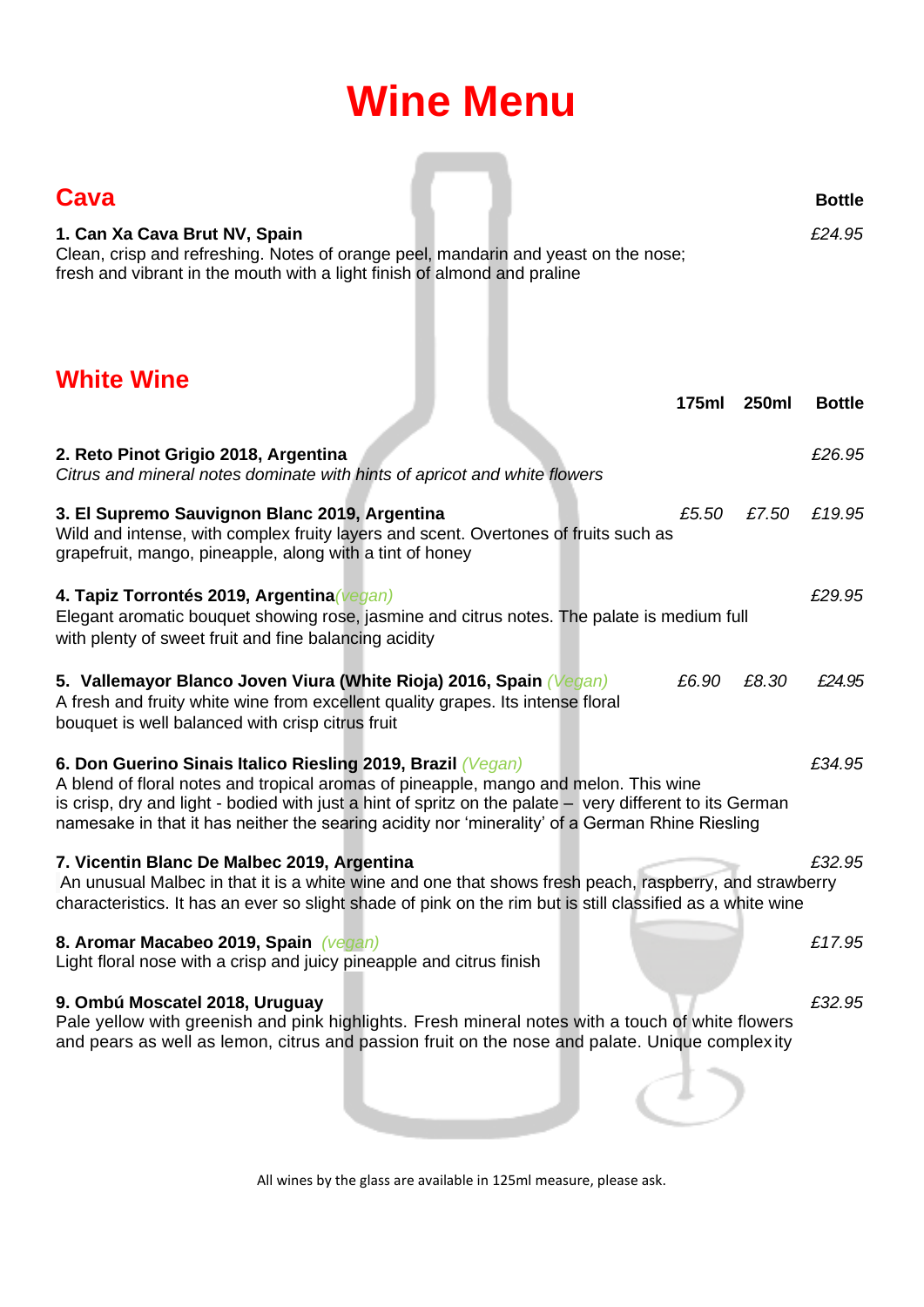# Wine Menu

## Cava

| | Bottle |
|---|---|
| **1. Can Xa Cava Brut NV, Spain**<br>Clean, crisp and refreshing. Notes of orange peel, mandarin and yeast on the nose; fresh and vibrant in the mouth with a light finish of almond and praline | *£24.95* |

## White Wine

| | 175ml | 250ml | Bottle |
|---|---|---|---|
| **2. Reto Pinot Grigio 2018, Argentina**<br>*Citrus and mineral notes dominate with hints of apricot and white flowers* | | | *£26.95* |
| **3. El Supremo Sauvignon Blanc 2019, Argentina**<br>Wild and intense, with complex fruity layers and scent. Overtones of fruits such as grapefruit, mango, pineapple, along with a tint of honey | *£5.50* | *£7.50* | *£19.95* |
| **4. Tapiz Torrontés 2019, Argentina** *(vegan)*<br>Elegant aromatic bouquet showing rose, jasmine and citrus notes. The palate is medium full with plenty of sweet fruit and fine balancing acidity | | | *£29.95* |
| **5. Vallemayor Blanco Joven Viura (White Rioja) 2016, Spain** *(Vegan)*<br>A fresh and fruity white wine from excellent quality grapes. Its intense floral bouquet is well balanced with crisp citrus fruit | *£6.90* | *£8.30* | *£24.95* |
| **6. Don Guerino Sinais Italico Riesling 2019, Brazil** *(Vegan)*<br>A blend of floral notes and tropical aromas of pineapple, mango and melon. This wine is crisp, dry and light - bodied with just a hint of spritz on the palate – very different to its German namesake in that it has neither the searing acidity nor 'minerality' of a German Rhine Riesling | | | *£34.95* |
| **7. Vicentin Blanc De Malbec 2019, Argentina**<br>An unusual Malbec in that it is a white wine and one that shows fresh peach, raspberry, and strawberry characteristics. It has an ever so slight shade of pink on the rim but is still classified as a white wine | | | *£32.95* |
| **8. Aromar Macabeo 2019, Spain** *(vegan)*<br>Light floral nose with a crisp and juicy pineapple and citrus finish | | | *£17.95* |
| **9. Ombú Moscatel 2018, Uruguay**<br>Pale yellow with greenish and pink highlights. Fresh mineral notes with a touch of white flowers and pears as well as lemon, citrus and passion fruit on the nose and palate. Unique complexity | | | *£32.95* |

All wines by the glass are available in 125ml measure, please ask.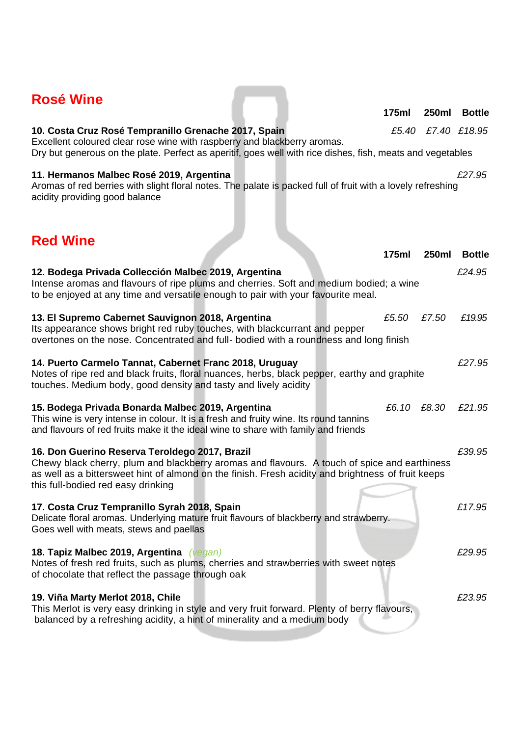## Rosé Wine

| | 175ml | 250ml | Bottle |
|---|---|---|---|
| **10. Costa Cruz Rosé Tempranillo Grenache 2017, Spain**<br>Excellent coloured clear rose wine with raspberry and blackberry aromas.<br>Dry but generous on the plate. Perfect as aperitif, goes well with rice dishes, fish, meats and vegetables | *£5.40* | *£7.40* | *£18.95* |
| **11. Hermanos Malbec Rosé 2019, Argentina**<br>Aromas of red berries with slight floral notes. The palate is packed full of fruit with a lovely refreshing acidity providing good balance | | | *£27.95* |

## Red Wine

| | 175ml | 250ml | Bottle |
|---|---|---|---|
| **12. Bodega Privada Colección Malbec 2019, Argentina**<br>Intense aromas and flavours of ripe plums and cherries. Soft and medium bodied; a wine to be enjoyed at any time and versatile enough to pair with your favourite meal. | | | *£24.95* |
| **13. El Supremo Cabernet Sauvignon 2018, Argentina**<br>Its appearance shows bright red ruby touches, with blackcurrant and pepper overtones on the nose. Concentrated and full- bodied with a roundness and long finish | *£5.50* | *£7.50* | *£19.95* |
| **14. Puerto Carmelo Tannat, Cabernet Franc 2018, Uruguay**<br>Notes of ripe red and black fruits, floral nuances, herbs, black pepper, earthy and graphite touches. Medium body, good density and tasty and lively acidity | | | *£27.95* |
| **15. Bodega Privada Bonarda Malbec 2019, Argentina**<br>This wine is very intense in colour. It is a fresh and fruity wine. Its round tannins and flavours of red fruits make it the ideal wine to share with family and friends | *£6.10* | *£8.30* | *£21.95* |
| **16. Don Guerino Reserva Teroldego 2017, Brazil**<br>Chewy black cherry, plum and blackberry aromas and flavours. A touch of spice and earthiness as well as a bittersweet hint of almond on the finish. Fresh acidity and brightness of fruit keeps this full-bodied red easy drinking | | | *£39.95* |
| **17. Costa Cruz Tempranillo Syrah 2018, Spain**<br>Delicate floral aromas. Underlying mature fruit flavours of blackberry and strawberry. Goes well with meats, stews and paellas | | | *£17.95* |
| **18. Tapiz Malbec 2019, Argentina** *(vegan)*<br>Notes of fresh red fruits, such as plums, cherries and strawberries with sweet notes of chocolate that reflect the passage through oak | | | *£29.95* |
| **19. Viña Marty Merlot 2018, Chile**<br>This Merlot is very easy drinking in style and very fruit forward. Plenty of berry flavours, balanced by a refreshing acidity, a hint of minerality and a medium body | | | *£23.95* |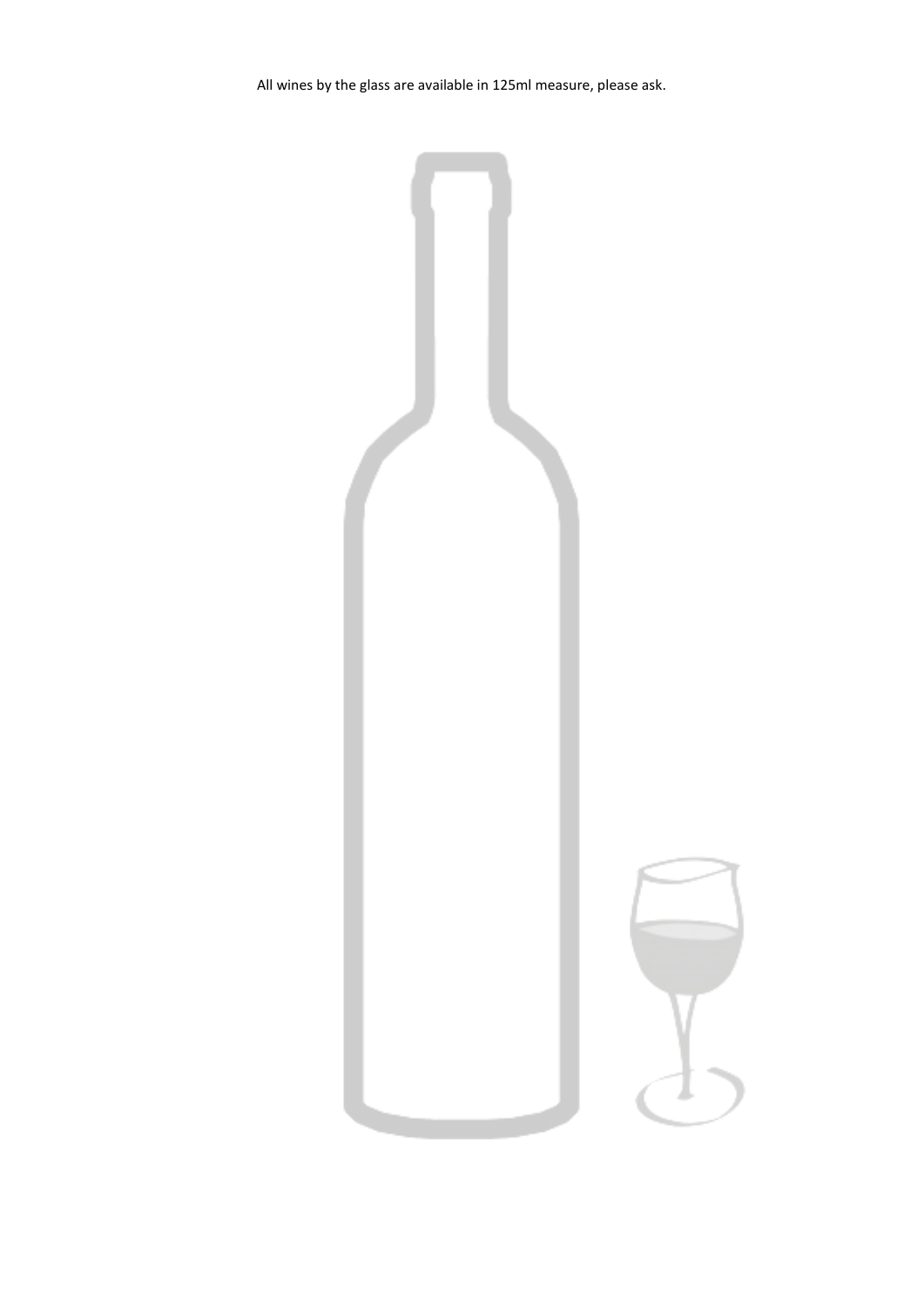All wines by the glass are available in 125ml measure, please ask.